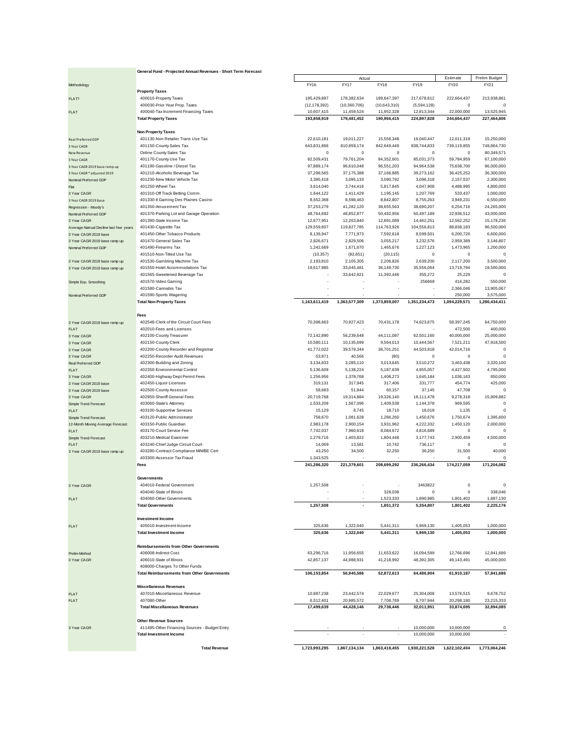**General Fund - Projected Annual Revenues - Short Term Forecast**

| Methodology | | Actual | | | | Estimate | Prelim Budget |
|---|---|---|---|---|---|---|---|
| | | FY16 | FY17 | FY18 | FY19 | FY20 | FY21 |
| | **Property Taxes** | | | | | | |
| FLAT? | 400010-Property Taxes | 195,429,897 | 178,382,634 | 189,647,397 | 217,678,612 | 222,664,437 | 213,938,861 |
| | 400030-Prior Year Prop. Taxes | (12,178,392) | (10,360,706) | (10,643,310) | (5,594,128) | 0 | 0 |
| FLAT | 400040-Tax Increment Financing Taxes | 10,607,415 | 11,459,524 | 11,952,328 | 12,813,344 | 22,000,000 | 13,525,945 |
| | **Total Property Taxes** | **193,858,919** | **179,481,452** | **190,956,415** | **224,897,828** | **244,664,437** | **227,464,806** |
| | **Non Property Taxes** | | | | | | |
| Real Preferred GDP | 401130-Non Retailer Trans Use Tax | 22,610,181 | 19,011,227 | 15,556,348 | 16,040,447 | 12,011,319 | 15,250,000 |
| 3 Year CAGR | 401150-County Sales Tax | 643,831,866 | 810,959,174 | 842,649,449 | 838,744,833 | 739,119,855 | 749,864,730 |
| New Revenue | Online County Sales Tax | 0 | 0 | 0 | 0 | 0 | 80,349,571 |
| 3 Year CAGR | 401170-County Use Tax | 82,509,431 | 79,761,204 | 84,352,601 | 85,031,373 | 59,784,959 | 67,100,000 |
| 3 Year CAGR 2019 base ramp up | 401190-Gasoline / Diesel Tax | 97,889,174 | 96,610,048 | 96,551,203 | 94,964,538 | 75,638,700 | 86,000,000 |
| 3 Year CAGR * adjusted 2019 | 401210-Alcoholic Beverage Tax | 37,298,565 | 37,175,388 | 37,166,885 | 39,273,162 | 36,425,252 | 36,300,000 |
| Nominal Preferred GDP | 401230-New Motor Vehicle Tax | 3,395,418 | 3,095,133 | 3,090,792 | 3,096,318 | 2,157,537 | 2,300,000 |
| Flat | 401250-Wheel Tax | 3,614,040 | 3,744,416 | 5,817,845 | 4,047,908 | 4,488,995 | 4,800,000 |
| 3 Year CAGR | 401310-Off Track Betting Comm. | 1,644,122 | 1,411,429 | 1,195,145 | 1,207,769 | 533,437 | 1,000,000 |
| 3 Year CAGR 2019 base | 401330-Il Gaming Des Plaines Casino | 8,552,368 | 8,598,463 | 8,842,807 | 8,755,263 | 3,949,231 | 6,550,000 |
| Regression - Moody's | 401350-Amusement Tax | 37,253,279 | 41,282,120 | 38,655,563 | 38,690,207 | 6,254,716 | 24,265,000 |
| Nominal Preferred GDP | 401370-Parking Lot and Garage Operation | 48,764,692 | 48,852,877 | 50,482,956 | 50,497,189 | 22,936,512 | 43,000,000 |
| 3 Year CAGR | 401390-State Income Tax | 12,677,951 | 12,263,840 | 12,891,089 | 14,462,251 | 12,562,252 | 15,178,236 |
| Average Natrual Decline last few years | 401430-Cigarette Tax | 129,559,607 | 119,827,785 | 114,763,926 | 104,556,813 | 88,838,183 | 96,500,000 |
| 3 Year CAGR 2019 base | 401450-Other Tobacco Products | 8,139,947 | 7,771,973 | 7,592,618 | 8,599,501 | 6,200,720 | 6,600,000 |
| 3 Year CAGR 2019 base ramp up | 401470-General Sales Tax | 2,826,671 | 2,829,506 | 3,055,217 | 3,232,576 | 2,959,389 | 3,146,807 |
| Nominal Preferred GDP | 401490-Firearms Tax | 1,242,669 | 1,671,670 | 1,465,676 | 1,227,123 | 1,473,965 | 1,200,000 |
| | 401510-Non-Titled Use Tax | (10,357) | (82,651) | (20,115) | 0 | 0 | 0 |
| 3 Year CAGR 2019 base ramp up | 401530-Gambling Machine Tax | 2,193,810 | 2,105,305 | 2,206,826 | 2,639,200 | 2,117,200 | 3,500,000 |
| 3 Year CAGR 2019 base ramp up | 401550-Hotel Accommodations Tax | 19,617,985 | 33,045,481 | 36,149,730 | 35,556,064 | 13,719,794 | 19,500,000 |
| | 401565-Sweetened Beverage Tax | - | 33,642,921 | 11,392,446 | 355,272 | 25,229 | 0 |
| Simple Exp. Smoothing | 401570-Video Gaming | - | - | - | 256668 | 416,282 | 550,000 |
| | 401580-Cannabis Tax | - | - | - | - | 2,366,046 | 13,905,067 |
| Nominal Preferred GDP | 401590-Sports Wagering | - | - | - | - | 250,000 | 3,575,000 |
| | **Total Non-Property Taxes** | **1,163,611,419** | **1,363,577,309** | **1,373,859,007** | **1,351,234,473** | **1,094,229,571** | **1,280,434,411** |
| | **Fees** | | | | | | |
| 3 Year CAGR 2019 base ramp up | 402548-Clerk of the Circuit Court Fees | 70,398,663 | 70,927,423 | 70,431,178 | 74,623,675 | 58,397,245 | 64,750,000 |
| FLAT | 402010-Fees and Licenses | - | - | - | - | 472,500 | 400,000 |
| 3 Year CAGR | 402100-County Treasurer | 72,142,890 | 56,239,648 | 44,111,087 | 62,501,160 | 40,000,000 | 25,000,000 |
| 3 Year CAGR | 402150-County Clerk | 10,580,111 | 10,135,699 | 9,564,013 | 10,444,567 | 7,521,211 | 47,918,500 |
| 3 Year CAGR | 402200-County Recorder and Registrar | 41,772,022 | 39,579,344 | 38,701,251 | 44,503,918 | 42,014,716 | 0 |
| 3 Year CAGR | 402250-Recorder Audit Revenues | 53,871 | 40,566 | (80) | 0 | 0 | 0 |
| Real Preferred GDP | 402300-Building and Zoning | 3,134,833 | 3,285,110 | 3,013,645 | 3,510,272 | 3,463,438 | 3,320,100 |
| FLAT | 402350-Environmental Control | 5,136,609 | 5,138,224 | 5,187,639 | 4,955,057 | 4,427,502 | 4,795,000 |
| 3 Year CAGR | 402400-Highway Dept Permit Fees | 1,256,956 | 1,378,768 | 1,408,273 | 1,645,184 | 1,036,163 | 850,000 |
| 3 Year CAGR 2019 base | 402450-Liquor Licenses | 319,131 | 317,945 | 317,406 | 331,777 | 454,774 | 425,000 |
| 3 Year CAGR 2019 base | 402500-County Assessor | 58,683 | 51,844 | 60,157 | 37,145 | 47,708 | 0 |
| 3 Year CAGR | 402950-Sheriff General Fees | 20,719,768 | 19,314,884 | 19,326,140 | 18,111,478 | 9,278,318 | 15,809,882 |
| Simple Trend Forecast | 403060-State's Attorney | 1,533,209 | 1,567,096 | 1,409,538 | 1,144,378 | 969,595 | 0 |
| FLAT | 403100-Supportive Services | 15,129 | 8,745 | 18,710 | 18,018 | 1,135 | 0 |
| Simple Trend Forecast | 403120-Public Administrator | 758,670 | 1,081,628 | 1,286,260 | 1,450,676 | 1,750,674 | 1,395,600 |
| 12-Month Moving Average Forecast | 403150-Public Guardian | 2,983,178 | 2,900,154 | 3,931,962 | 4,222,332 | 1,450,120 | 2,000,000 |
| FLAT | 403170-Court Service Fee | 7,742,037 | 7,960,618 | 8,084,672 | 4,816,689 | 0 | 0 |
| Simple Trend Forecast | 403210-Medical Examiner | 1,279,716 | 1,403,822 | 1,804,448 | 3,177,743 | 2,900,459 | 4,500,000 |
| FLAT | 403240-Chief Judge Circuit Court | 14,069 | 13,581 | 10,742 | 736,117 | 0 | 0 |
| 3 Year CAGR 2019 base ramp up | 403280-Contract Compliance MWBE Cert | 43,250 | 34,500 | 32,250 | 36,250 | 31,500 | 40,000 |
| | 403300-Assessor Tax Fraud | 1,343,525 | - | - | - | 0 | 0 |
| | **Fees** | **241,286,320** | **221,379,601** | **208,699,292** | **236,266,434** | **174,217,059** | **171,204,082** |
| | **Governments** | | | | | | |
| 3 Year CAGR | 404010-Federal Government | 1,257,508 | - | - | 3463822 | 0 | 0 |
| | 404040-State of Illinois | - | - | 328,038 | 0 | 0 | 338,046 |
| FLAT | 404060-Other Governments | - | - | 1,523,333 | 1,890,985 | 1,801,402 | 1,887,130 |
| | **Total Governments** | **1,257,508** | **-** | **1,851,372** | **5,354,807** | **1,801,402** | **2,225,176** |
| | **Investment Income** | | | | | | |
| FLAT | 405010-Investment Income | 325,636 | 1,322,040 | 5,441,311 | 5,969,130 | 1,405,053 | 1,000,000 |
| | **Total Investment Income** | **325,636** | **1,322,040** | **5,441,311** | **5,969,130** | **1,405,053** | **1,000,000** |
| | **Reimbursements from Other Governments** | | | | | | |
| Prelim Method | 406008-Indirect Cost | 63,296,716 | 11,956,655 | 11,653,622 | 16,094,599 | 12,766,696 | 12,841,686 |
| 3 Year CAGR | 406010-State of Illinois | 42,857,137 | 44,988,931 | 41,218,992 | 48,392,305 | 49,143,491 | 45,000,000 |
| | 408000-Charges To Other Funds | | | | | | |
| | **Total Reimbursements from Other Governments** | **106,153,854** | **56,945,586** | **52,872,613** | **64,486,904** | **61,910,187** | **57,841,686** |
| | **Miscellaneous Revenues** | | | | | | |
| FLAT | 407010-Miscellaneous Revenue | 10,987,238 | 23,442,574 | 22,029,677 | 25,304,008 | 13,576,515 | 9,678,752 |
| FLAT | 407080-Other | 6,512,401 | 20,985,572 | 7,708,769 | 6,707,944 | 20,298,180 | 23,215,333 |
| | **Total Miscellaneous Revenues** | **17,499,639** | **44,428,146** | **29,738,446** | **32,011,951** | **33,874,695** | **32,894,085** |
| | **Other Revenue Sources** | | | | | | |
| 3 Year CAGR | 411495-Other Financing Sources - Budget Entry | - | - | - | 10,000,000 | 10,000,000 | 0 |
| | **Total Investment Income** | - | - | - | 10,000,000 | 10,000,000 | - |
| | **Total Revenue** | **1,723,993,295** | **1,867,134,134** | **1,863,418,455** | **1,930,221,528** | **1,622,102,404** | **1,773,064,246** |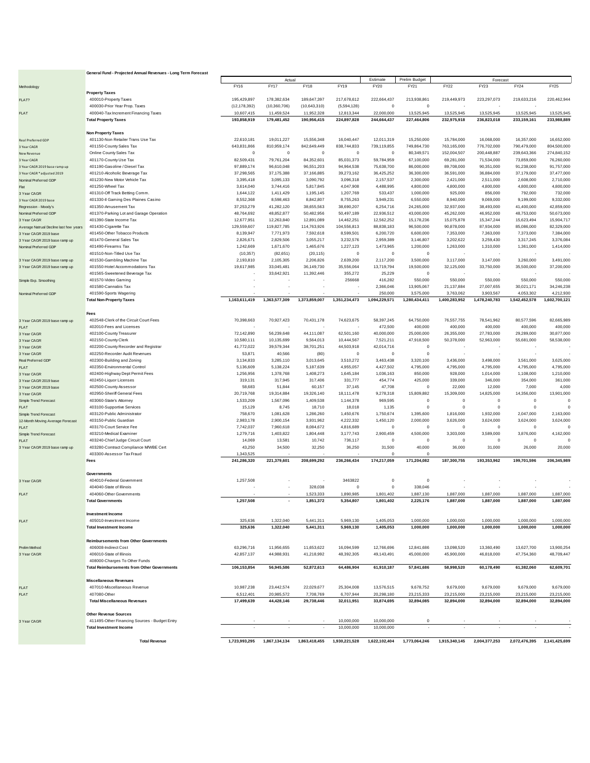**General Fund - Projected Annual Revenues - Long Term Forecast**

| Methodology | | Actual | | | | Estimate | Prelim Budget | Forecast | | | |
|---|---|---|---|---|---|---|---|---|---|---|---|
| | | FY16 | FY17 | FY18 | FY19 | FY20 | FY21 | FY22 | FY23 | FY24 | FY25 |
| | **Property Taxes** | | | | | | | | | | |
| FLAT? | 400010-Property Taxes | 195,429,897 | 178,382,634 | 189,647,397 | 217,678,612 | 222,664,437 | 213,938,861 | 219,449,973 | 223,297,073 | 219,633,216 | 220,462,944 |
| | 400030-Prior Year Prop. Taxes | (12,178,392) | (10,360,706) | (10,643,310) | (5,594,128) | 0 | 0 | - | - | - | - |
| FLAT | 400040-Tax Increment Financing Taxes | 10,607,415 | 11,459,524 | 11,952,328 | 12,813,344 | 22,000,000 | 13,525,945 | 13,525,945 | 13,525,945 | 13,525,945 | 13,525,945 |
| | **Total Property Taxes** | **193,858,919** | **179,481,452** | **190,956,415** | **224,897,828** | **244,664,437** | **227,464,806** | **232,975,918** | **236,823,018** | **233,159,161** | **233,988,889** |
| | **Non Property Taxes** | | | | | | | | | | |
| Real Preferred GDP | 401130-Non Retailer Trans Use Tax | 22,610,181 | 19,011,227 | 15,556,348 | 16,040,447 | 12,011,319 | 15,250,000 | 15,784,000 | 16,068,000 | 16,357,000 | 16,652,000 |
| 3 Year CAGR | 401150-County Sales Tax | 643,831,866 | 810,959,174 | 842,649,449 | 838,744,833 | 739,119,855 | 749,864,730 | 763,165,000 | 776,702,000 | 790,479,000 | 804,500,000 |
| New Revenue | Online County Sales Tax | 0 | 0 | 0 | 0 | 0 | 80,349,571 | 152,004,507 | 200,448,887 | 239,643,366 | 274,840,152 |
| 3 Year CAGR | 401170-County Use Tax | 82,509,431 | 79,761,204 | 84,352,601 | 85,031,373 | 59,784,959 | 67,100,000 | 69,281,000 | 71,534,000 | 73,859,000 | 76,260,000 |
| 3 Year CAGR 2019 base ramp up | 401190-Gasoline / Diesel Tax | 97,889,174 | 96,610,048 | 96,551,203 | 94,964,538 | 75,638,700 | 86,000,000 | 89,708,000 | 90,351,000 | 91,238,000 | 91,757,000 |
| 3 Year CAGR * adjusted 2019 | 401210-Alcoholic Beverage Tax | 37,298,565 | 37,175,388 | 37,166,885 | 39,273,162 | 36,425,252 | 36,300,000 | 36,591,000 | 36,884,000 | 37,179,000 | 37,477,000 |
| Nominal Preferred GDP | 401230-New Motor Vehicle Tax | 3,395,418 | 3,095,133 | 3,090,792 | 3,096,318 | 2,157,537 | 2,300,000 | 2,421,000 | 2,511,000 | 2,608,000 | 2,710,000 |
| Flat | 401250-Wheel Tax | 3,614,040 | 3,744,416 | 5,817,845 | 4,047,908 | 4,488,995 | 4,800,000 | 4,800,000 | 4,800,000 | 4,800,000 | 4,800,000 |
| 3 Year CAGR | 401310-Off Track Betting Comm. | 1,644,122 | 1,411,429 | 1,195,145 | 1,207,769 | 533,437 | 1,000,000 | 925,000 | 856,000 | 792,000 | 732,000 |
| 3 Year CAGR 2019 base | 401330-Il Gaming Des Plaines Casino | 8,552,368 | 8,598,463 | 8,842,807 | 8,755,263 | 3,949,231 | 6,550,000 | 8,940,000 | 9,069,000 | 9,199,000 | 9,332,000 |
| Regression - Moody's | 401350-Amusement Tax | 37,253,279 | 41,282,120 | 38,655,563 | 38,690,207 | 6,254,716 | 24,265,000 | 32,937,000 | 38,493,000 | 41,400,000 | 42,859,000 |
| Nominal Preferred GDP | 401370-Parking Lot and Garage Operation | 48,764,692 | 48,852,877 | 50,482,956 | 50,497,189 | 22,936,512 | 43,000,000 | 45,262,000 | 46,952,000 | 48,753,000 | 50,673,000 |
| 3 Year CAGR | 401390-State Income Tax | 12,677,951 | 12,263,840 | 12,891,089 | 14,462,251 | 12,562,252 | 15,178,236 | 15,075,878 | 15,347,244 | 15,623,494 | 15,904,717 |
| Average Natrual Decline last few years | 401430-Cigarette Tax | 129,559,607 | 119,827,785 | 114,763,926 | 104,556,813 | 88,838,183 | 96,500,000 | 90,878,000 | 87,934,000 | 85,086,000 | 82,329,000 |
| 3 Year CAGR 2019 base | 401450-Other Tobacco Products | 8,139,947 | 7,771,973 | 7,592,618 | 8,599,501 | 6,200,720 | 6,600,000 | 7,353,000 | 7,363,000 | 7,373,000 | 7,384,000 |
| 3 Year CAGR 2019 base ramp up | 401470-General Sales Tax | 2,826,671 | 2,829,506 | 3,055,217 | 3,232,576 | 2,959,389 | 3,146,807 | 3,202,622 | 3,259,430 | 3,317,245 | 3,376,084 |
| Nominal Preferred GDP | 401490-Firearms Tax | 1,242,669 | 1,671,670 | 1,465,676 | 1,227,123 | 1,473,965 | 1,200,000 | 1,263,000 | 1,310,000 | 1,361,000 | 1,414,000 |
| | 401510-Non-Titled Use Tax | (10,357) | (82,651) | (20,115) | 0 | 0 | 0 | - | - | - | - |
| 3 Year CAGR 2019 base ramp up | 401530-Gambling Machine Tax | 2,193,810 | 2,105,305 | 2,206,826 | 2,639,200 | 2,117,200 | 3,500,000 | 3,117,000 | 3,147,000 | 3,260,000 | 3,491,000 |
| 3 Year CAGR 2019 base ramp up | 401550-Hotel Accommodations Tax | 19,617,985 | 33,045,481 | 36,149,730 | 35,556,064 | 13,719,794 | 19,500,000 | 32,125,000 | 33,750,000 | 35,500,000 | 37,200,000 |
| | 401565-Sweetened Beverage Tax | - | 33,642,921 | 11,392,446 | 355,272 | 25,229 | 0 | - | - | - | - |
| Simple Exp. Smoothing | 401570-Video Gaming | - | - | - | 256668 | 416,282 | 550,000 | 550,000 | 550,000 | 550,000 | 550,000 |
| | 401580-Cannabis Tax | - | - | - | - | 2,366,046 | 13,905,067 | 21,137,884 | 27,007,655 | 30,021,171 | 34,246,238 |
| Nominal Preferred GDP | 401590-Sports Wagering | - | - | - | - | 250,000 | 3,575,000 | 3,763,062 | 3,903,567 | 4,053,302 | 4,212,930 |
| | **Total Non-Property Taxes** | **1,163,611,419** | **1,363,577,309** | **1,373,859,007** | **1,351,234,473** | **1,094,229,571** | **1,280,434,411** | **1,400,283,952** | **1,478,240,783** | **1,542,452,578** | **1,602,700,121** |
| | **Fees** | | | | | | | | | | |
| 3 Year CAGR 2019 base ramp up | 402548-Clerk of the Circuit Court Fees | 70,398,663 | 70,927,423 | 70,431,178 | 74,623,675 | 58,397,245 | 64,750,000 | 76,557,755 | 78,541,962 | 80,577,596 | 82,665,989 |
| FLAT | 402010-Fees and Licenses | - | - | - | - | 472,500 | 400,000 | 400,000 | 400,000 | 400,000 | 400,000 |
| 3 Year CAGR | 402100-County Treasurer | 72,142,890 | 56,239,648 | 44,111,087 | 62,501,160 | 40,000,000 | 25,000,000 | 26,355,000 | 27,783,000 | 29,289,000 | 30,877,000 |
| 3 Year CAGR | 402150-County Clerk | 10,580,111 | 10,135,699 | 9,564,013 | 10,444,567 | 7,521,211 | 47,918,500 | 50,378,000 | 52,963,000 | 55,681,000 | 58,538,000 |
| 3 Year CAGR | 402200-County Recorder and Registrar | 41,772,022 | 39,579,344 | 38,701,251 | 44,503,918 | 42,014,716 | 0 | - | - | - | - |
| 3 Year CAGR | 402250-Recorder Audit Revenues | 53,871 | 40,566 | (80) | 0 | 0 | 0 | - | - | - | - |
| Real Preferred GDP | 402300-Building and Zoning | 3,134,833 | 3,285,110 | 3,013,645 | 3,510,272 | 3,463,438 | 3,320,100 | 3,436,000 | 3,498,000 | 3,561,000 | 3,625,000 |
| FLAT | 402350-Environmental Control | 5,136,609 | 5,138,224 | 5,187,639 | 4,955,057 | 4,427,502 | 4,795,000 | 4,795,000 | 4,795,000 | 4,795,000 | 4,795,000 |
| 3 Year CAGR | 402400-Highway Dept Permit Fees | 1,256,956 | 1,378,768 | 1,408,273 | 1,645,184 | 1,036,163 | 850,000 | 928,000 | 1,014,000 | 1,108,000 | 1,210,000 |
| 3 Year CAGR 2019 base | 402450-Liquor Licenses | 319,131 | 317,945 | 317,406 | 331,777 | 454,774 | 425,000 | 339,000 | 346,000 | 354,000 | 361,000 |
| 3 Year CAGR 2019 base | 402500-County Assessor | 58,683 | 51,844 | 60,157 | 37,145 | 47,708 | 0 | 22,000 | 12,000 | 7,000 | 4,000 |
| 3 Year CAGR | 402950-Sheriff General Fees | 20,719,768 | 19,314,884 | 19,326,140 | 18,111,478 | 9,278,318 | 15,809,882 | 15,309,000 | 14,825,000 | 14,356,000 | 13,901,000 |
| Simple Trend Forecast | 403060-State's Attorney | 1,533,209 | 1,567,096 | 1,409,538 | 1,144,378 | 969,595 | 0 | 0 | 0 | 0 | 0 |
| FLAT | 403100-Supportive Services | 15,129 | 8,745 | 18,710 | 18,018 | 1,135 | 0 | 0 | 0 | 0 | 0 |
| Simple Trend Forecast | 403120-Public Administrator | 758,670 | 1,081,628 | 1,286,260 | 1,450,676 | 1,750,674 | 1,395,600 | 1,816,000 | 1,932,000 | 2,047,000 | 2,163,000 |
| 12-Month Moving Average Forecast | 403150-Public Guardian | 2,983,178 | 2,900,154 | 3,931,962 | 4,222,332 | 1,450,120 | 2,000,000 | 3,626,000 | 3,624,000 | 3,624,000 | 3,624,000 |
| FLAT | 403170-Court Service Fee | 7,742,037 | 7,960,618 | 8,084,672 | 4,816,689 | 0 | 0 | 0 | 0 | 0 | 0 |
| Simple Trend Forecast | 403210-Medical Examiner | 1,279,716 | 1,403,822 | 1,804,448 | 3,177,743 | 2,900,459 | 4,500,000 | 3,303,000 | 3,589,000 | 3,876,000 | 4,162,000 |
| FLAT | 403240-Chief Judge Circuit Court | 14,069 | 13,581 | 10,742 | 736,117 | 0 | 0 | 0 | 0 | 0 | 0 |
| 3 Year CAGR 2019 base ramp up | 403280-Contract Compliance M/WBE Cert | 43,250 | 34,500 | 32,250 | 36,250 | 31,500 | 40,000 | 36,000 | 31,000 | 26,000 | 20,000 |
| | 403300-Assessor Tax Fraud | 1,343,525 | - | - | - | 0 | 0 | | | | |
| | **Fees** | **241,286,320** | **221,379,601** | **208,699,292** | **236,266,434** | **174,217,059** | **171,204,082** | **187,300,755** | **193,353,962** | **199,701,596** | **206,345,989** |
| | **Governments** | | | | | | | | | | |
| 3 Year CAGR | 404010-Federal Government | 1,257,508 | - | - | 3463822 | 0 | 0 | - | - | - | - |
| | 404040-State of Illinois | - | - | 328,038 | 0 | 0 | 338,046 | - | - | - | - |
| FLAT | 404060-Other Governments | - | - | 1,523,333 | 1,890,985 | 1,801,402 | 1,887,130 | 1,887,000 | 1,887,000 | 1,887,000 | 1,887,000 |
| | **Total Governments** | **1,257,508** | **-** | **1,851,372** | **5,354,807** | **1,801,402** | **2,225,176** | **1,887,000** | **1,887,000** | **1,887,000** | **1,887,000** |
| | **Investment Income** | | | | | | | | | | |
| FLAT | 405010-Investment Income | 325,636 | 1,322,040 | 5,441,311 | 5,969,130 | 1,405,053 | 1,000,000 | 1,000,000 | 1,000,000 | 1,000,000 | 1,000,000 |
| | **Total Investment Income** | **325,636** | **1,322,040** | **5,441,311** | **5,969,130** | **1,405,053** | **1,000,000** | **1,000,000** | **1,000,000** | **1,000,000** | **1,000,000** |
| | **Reimbursements from Other Governments** | | | | | | | | | | |
| Prelim Method | 406008-Indirect Cost | 63,296,716 | 11,956,655 | 11,653,622 | 16,094,599 | 12,766,696 | 12,841,686 | 13,098,520 | 13,360,490 | 13,627,700 | 13,900,254 |
| 3 Year CAGR | 406010-State of Illinois | 42,857,137 | 44,988,931 | 41,218,992 | 48,392,305 | 49,143,491 | 45,000,000 | 45,900,000 | 46,818,000 | 47,754,360 | 48,709,447 |
| | 408000-Charges To Other Funds | | | | | | | | | | |
| | **Total Reimbursements from Other Governments** | **106,153,854** | **56,945,586** | **52,872,613** | **64,486,904** | **61,910,187** | **57,841,686** | **58,998,520** | **60,178,490** | **61,382,060** | **62,609,701** |
| | **Miscellaneous Revenues** | | | | | | | | | | |
| FLAT | 407010-Miscellaneous Revenue | 10,987,238 | 23,442,574 | 22,029,677 | 25,304,008 | 13,576,515 | 9,678,752 | 9,679,000 | 9,679,000 | 9,679,000 | 9,679,000 |
| FLAT | 407080-Other | 6,512,401 | 20,985,572 | 7,708,769 | 6,707,944 | 20,298,180 | 23,215,333 | 23,215,000 | 23,215,000 | 23,215,000 | 23,215,000 |
| | **Total Miscellaneous Revenues** | **17,499,639** | **44,428,146** | **29,738,446** | **32,011,951** | **33,874,695** | **32,894,085** | **32,894,000** | **32,894,000** | **32,894,000** | **32,894,000** |
| | **Other Revenue Sources** | | | | | | | | | | |
| 3 Year CAGR | 411495-Other Financing Sources - Budget Entry | - | - | - | 10,000,000 | 10,000,000 | 0 | - | - | - | - |
| | **Total Investment Income** | - | - | - | 10,000,000 | 10,000,000 | - | - | - | - | - |
| | **Total Revenue** | **1,723,993,295** | **1,867,134,134** | **1,863,418,455** | **1,930,221,528** | **1,622,102,404** | **1,773,064,246** | **1,915,340,145** | **2,004,377,253** | **2,072,476,395** | **2,141,425,699** |